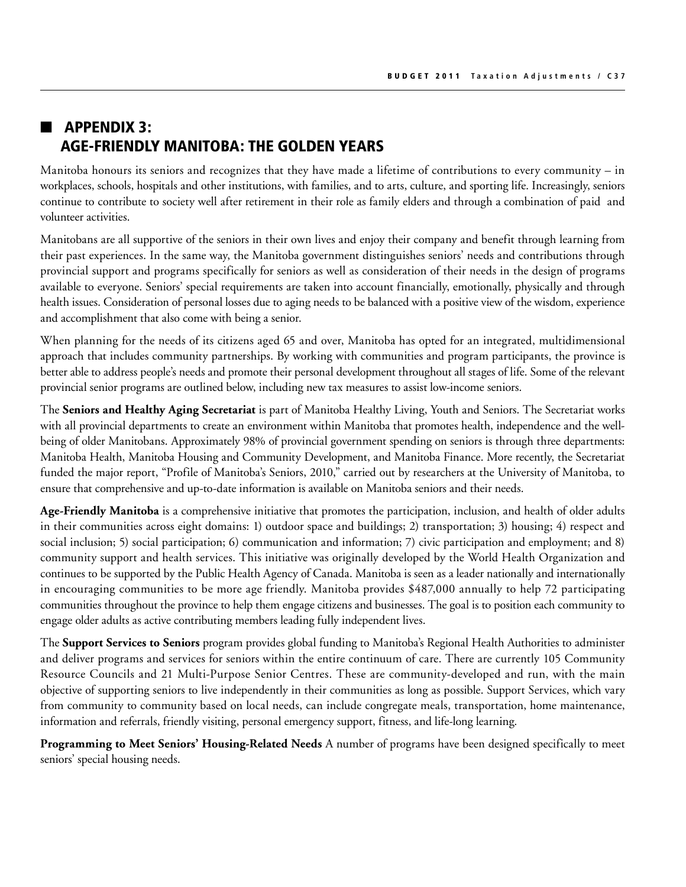## APPENDIX 3:
## AGE-FRIENDLY MANITOBA: THE GOLDEN YEARS

Manitoba honours its seniors and recognizes that they have made a lifetime of contributions to every community – in workplaces, schools, hospitals and other institutions, with families, and to arts, culture, and sporting life. Increasingly, seniors continue to contribute to society well after retirement in their role as family elders and through a combination of paid and volunteer activities.

Manitobans are all supportive of the seniors in their own lives and enjoy their company and benefit through learning from their past experiences. In the same way, the Manitoba government distinguishes seniors' needs and contributions through provincial support and programs specifically for seniors as well as consideration of their needs in the design of programs available to everyone. Seniors' special requirements are taken into account financially, emotionally, physically and through health issues. Consideration of personal losses due to aging needs to be balanced with a positive view of the wisdom, experience and accomplishment that also come with being a senior.

When planning for the needs of its citizens aged 65 and over, Manitoba has opted for an integrated, multidimensional approach that includes community partnerships. By working with communities and program participants, the province is better able to address people's needs and promote their personal development throughout all stages of life. Some of the relevant provincial senior programs are outlined below, including new tax measures to assist low-income seniors.

The **Seniors and Healthy Aging Secretariat** is part of Manitoba Healthy Living, Youth and Seniors. The Secretariat works with all provincial departments to create an environment within Manitoba that promotes health, independence and the well-being of older Manitobans. Approximately 98% of provincial government spending on seniors is through three departments: Manitoba Health, Manitoba Housing and Community Development, and Manitoba Finance. More recently, the Secretariat funded the major report, "Profile of Manitoba's Seniors, 2010," carried out by researchers at the University of Manitoba, to ensure that comprehensive and up-to-date information is available on Manitoba seniors and their needs.

**Age-Friendly Manitoba** is a comprehensive initiative that promotes the participation, inclusion, and health of older adults in their communities across eight domains: 1) outdoor space and buildings; 2) transportation; 3) housing; 4) respect and social inclusion; 5) social participation; 6) communication and information; 7) civic participation and employment; and 8) community support and health services. This initiative was originally developed by the World Health Organization and continues to be supported by the Public Health Agency of Canada. Manitoba is seen as a leader nationally and internationally in encouraging communities to be more age friendly. Manitoba provides $487,000 annually to help 72 participating communities throughout the province to help them engage citizens and businesses. The goal is to position each community to engage older adults as active contributing members leading fully independent lives.

The **Support Services to Seniors** program provides global funding to Manitoba's Regional Health Authorities to administer and deliver programs and services for seniors within the entire continuum of care. There are currently 105 Community Resource Councils and 21 Multi-Purpose Senior Centres. These are community-developed and run, with the main objective of supporting seniors to live independently in their communities as long as possible. Support Services, which vary from community to community based on local needs, can include congregate meals, transportation, home maintenance, information and referrals, friendly visiting, personal emergency support, fitness, and life-long learning.

**Programming to Meet Seniors' Housing-Related Needs** A number of programs have been designed specifically to meet seniors' special housing needs.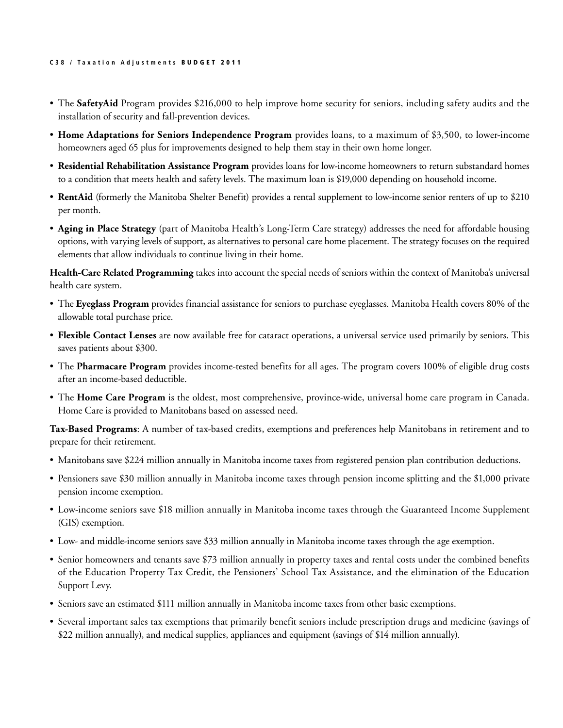- The **SafetyAid** Program provides $216,000 to help improve home security for seniors, including safety audits and the installation of security and fall-prevention devices.
- **Home Adaptations for Seniors Independence Program** provides loans, to a maximum of $3,500, to lower-income homeowners aged 65 plus for improvements designed to help them stay in their own home longer.
- **Residential Rehabilitation Assistance Program** provides loans for low-income homeowners to return substandard homes to a condition that meets health and safety levels. The maximum loan is $19,000 depending on household income.
- **RentAid** (formerly the Manitoba Shelter Benefit) provides a rental supplement to low-income senior renters of up to $210 per month.
- **Aging in Place Strategy** (part of Manitoba Health's Long-Term Care strategy) addresses the need for affordable housing options, with varying levels of support, as alternatives to personal care home placement. The strategy focuses on the required elements that allow individuals to continue living in their home.

**Health-Care Related Programming** takes into account the special needs of seniors within the context of Manitoba's universal health care system.

- The **Eyeglass Program** provides financial assistance for seniors to purchase eyeglasses. Manitoba Health covers 80% of the allowable total purchase price.
- **Flexible Contact Lenses** are now available free for cataract operations, a universal service used primarily by seniors. This saves patients about $300.
- The **Pharmacare Program** provides income-tested benefits for all ages. The program covers 100% of eligible drug costs after an income-based deductible.
- The **Home Care Program** is the oldest, most comprehensive, province-wide, universal home care program in Canada. Home Care is provided to Manitobans based on assessed need.

**Tax-Based Programs**: A number of tax-based credits, exemptions and preferences help Manitobans in retirement and to prepare for their retirement.

- Manitobans save $224 million annually in Manitoba income taxes from registered pension plan contribution deductions.
- Pensioners save $30 million annually in Manitoba income taxes through pension income splitting and the $1,000 private pension income exemption.
- Low-income seniors save $18 million annually in Manitoba income taxes through the Guaranteed Income Supplement (GIS) exemption.
- Low- and middle-income seniors save $33 million annually in Manitoba income taxes through the age exemption.
- Senior homeowners and tenants save $73 million annually in property taxes and rental costs under the combined benefits of the Education Property Tax Credit, the Pensioners' School Tax Assistance, and the elimination of the Education Support Levy.
- Seniors save an estimated $111 million annually in Manitoba income taxes from other basic exemptions.
- Several important sales tax exemptions that primarily benefit seniors include prescription drugs and medicine (savings of $22 million annually), and medical supplies, appliances and equipment (savings of $14 million annually).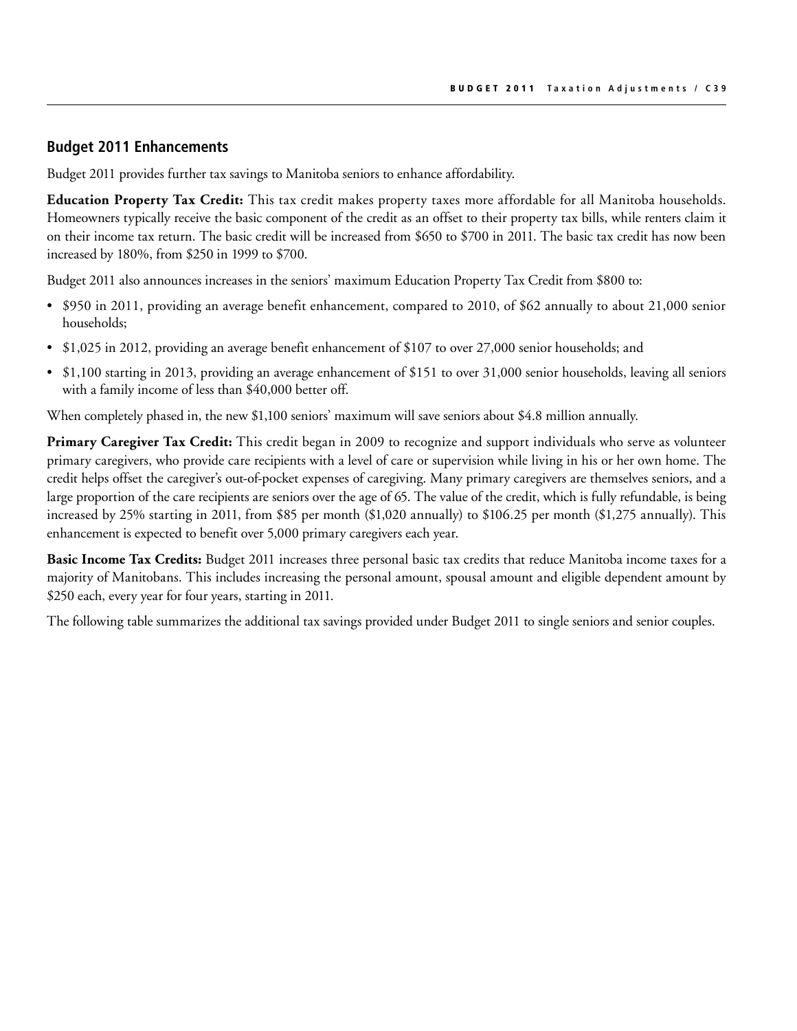## Budget 2011 Enhancements

Budget 2011 provides further tax savings to Manitoba seniors to enhance affordability.

**Education Property Tax Credit:** This tax credit makes property taxes more affordable for all Manitoba households. Homeowners typically receive the basic component of the credit as an offset to their property tax bills, while renters claim it on their income tax return. The basic credit will be increased from $650 to $700 in 2011. The basic tax credit has now been increased by 180%, from $250 in 1999 to $700.

Budget 2011 also announces increases in the seniors' maximum Education Property Tax Credit from $800 to:

- $950 in 2011, providing an average benefit enhancement, compared to 2010, of $62 annually to about 21,000 senior households;
- $1,025 in 2012, providing an average benefit enhancement of $107 to over 27,000 senior households; and
- $1,100 starting in 2013, providing an average enhancement of $151 to over 31,000 senior households, leaving all seniors with a family income of less than $40,000 better off.

When completely phased in, the new $1,100 seniors' maximum will save seniors about $4.8 million annually.

**Primary Caregiver Tax Credit:** This credit began in 2009 to recognize and support individuals who serve as volunteer primary caregivers, who provide care recipients with a level of care or supervision while living in his or her own home. The credit helps offset the caregiver's out-of-pocket expenses of caregiving. Many primary caregivers are themselves seniors, and a large proportion of the care recipients are seniors over the age of 65. The value of the credit, which is fully refundable, is being increased by 25% starting in 2011, from $85 per month ($1,020 annually) to $106.25 per month ($1,275 annually). This enhancement is expected to benefit over 5,000 primary caregivers each year.

**Basic Income Tax Credits:** Budget 2011 increases three personal basic tax credits that reduce Manitoba income taxes for a majority of Manitobans. This includes increasing the personal amount, spousal amount and eligible dependent amount by $250 each, every year for four years, starting in 2011.

The following table summarizes the additional tax savings provided under Budget 2011 to single seniors and senior couples.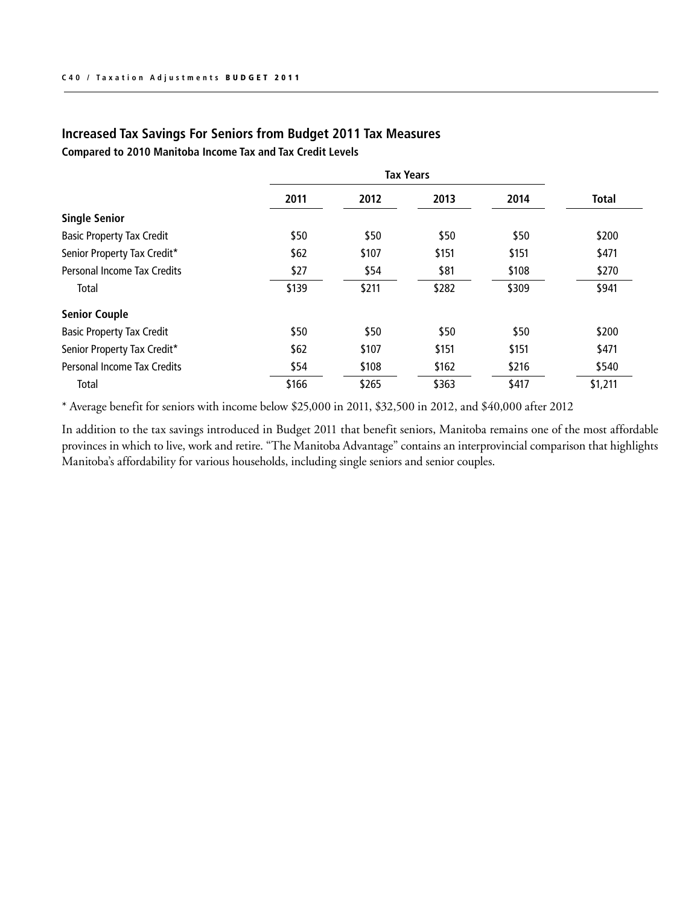## Increased Tax Savings For Seniors from Budget 2011 Tax Measures

**Compared to 2010 Manitoba Income Tax and Tax Credit Levels**

| | Tax Years | | | | |
|---|---|---|---|---|---|
| | 2011 | 2012 | 2013 | 2014 | Total |
| **Single Senior** | | | | | |
| Basic Property Tax Credit | $50 | $50 | $50 | $50 | $200 |
| Senior Property Tax Credit* | $62 | $107 | $151 | $151 | $471 |
| Personal Income Tax Credits | $27 | $54 | $81 | $108 | $270 |
| Total | $139 | $211 | $282 | $309 | $941 |
| **Senior Couple** | | | | | |
| Basic Property Tax Credit | $50 | $50 | $50 | $50 | $200 |
| Senior Property Tax Credit* | $62 | $107 | $151 | $151 | $471 |
| Personal Income Tax Credits | $54 | $108 | $162 | $216 | $540 |
| Total | $166 | $265 | $363 | $417 | $1,211 |

* Average benefit for seniors with income below $25,000 in 2011, $32,500 in 2012, and $40,000 after 2012

In addition to the tax savings introduced in Budget 2011 that benefit seniors, Manitoba remains one of the most affordable provinces in which to live, work and retire. "The Manitoba Advantage" contains an interprovincial comparison that highlights Manitoba's affordability for various households, including single seniors and senior couples.